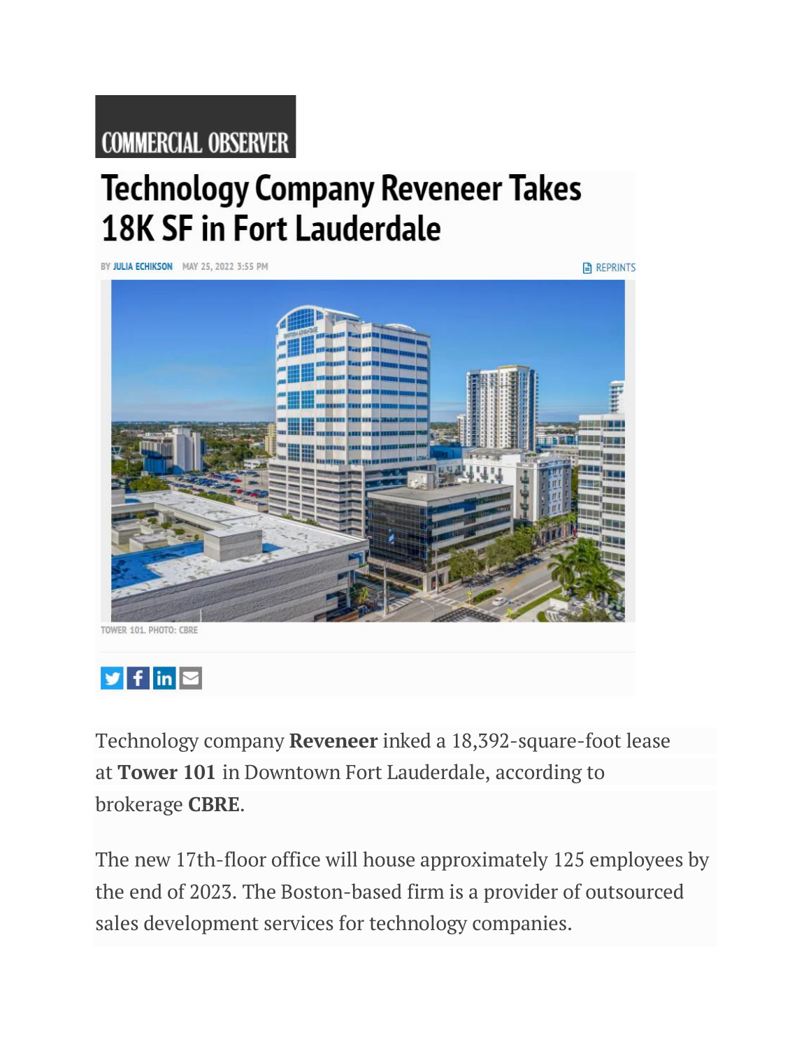COMMERCIAL OBSERVER

# Technology Company Reveneer Takes 18K SF in Fort Lauderdale

BY JULIA ECHIKSON MAY 25, 2022 3:55 PM

REPRINTS

TOWER 101. PHOTO: CBRE

Technology company **Reveneer** inked a 18,392-square-foot lease at **Tower 101** in Downtown Fort Lauderdale, according to brokerage **CBRE**.

The new 17th-floor office will house approximately 125 employees by the end of 2023. The Boston-based firm is a provider of outsourced sales development services for technology companies.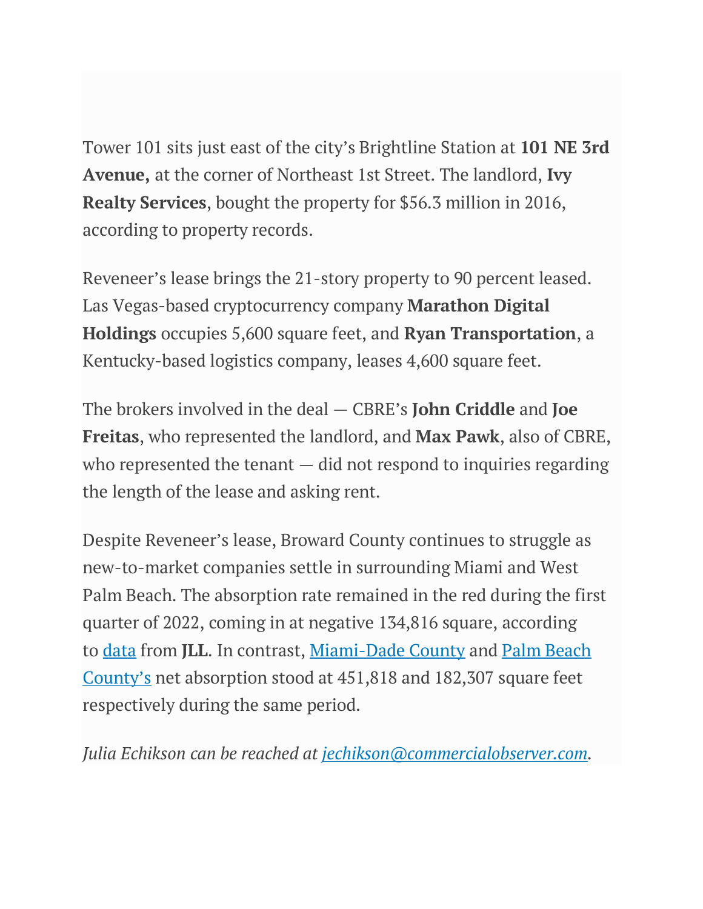Tower 101 sits just east of the city's Brightline Station at **101 NE 3rd Avenue,** at the corner of Northeast 1st Street. The landlord, **Ivy Realty Services**, bought the property for $56.3 million in 2016, according to property records.

Reveneer's lease brings the 21-story property to 90 percent leased. Las Vegas-based cryptocurrency company **Marathon Digital Holdings** occupies 5,600 square feet, and **Ryan Transportation**, a Kentucky-based logistics company, leases 4,600 square feet.

The brokers involved in the deal — CBRE's **John Criddle** and **Joe Freitas**, who represented the landlord, and **Max Pawk**, also of CBRE, who represented the tenant — did not respond to inquiries regarding the length of the lease and asking rent.

Despite Reveneer's lease, Broward County continues to struggle as new-to-market companies settle in surrounding Miami and West Palm Beach. The absorption rate remained in the red during the first quarter of 2022, coming in at negative 134,816 square, according to [data](#) from **JLL**. In contrast, [Miami-Dade County](#) and [Palm Beach County's](#) net absorption stood at 451,818 and 182,307 square feet respectively during the same period.

*Julia Echikson can be reached at [jechikson@commercialobserver.com](mailto:jechikson@commercialobserver.com).*